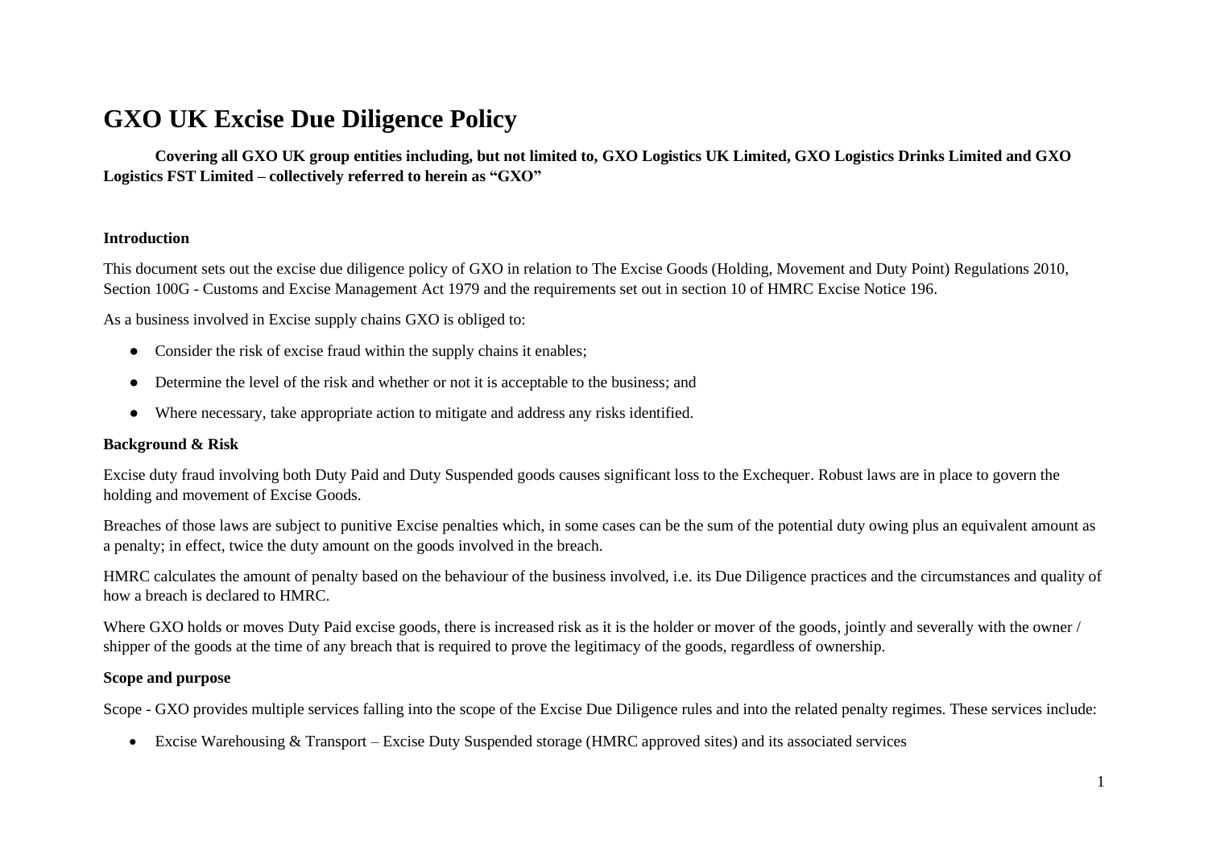# GXO UK Excise Due Diligence Policy

**Covering all GXO UK group entities including, but not limited to, GXO Logistics UK Limited, GXO Logistics Drinks Limited and GXO Logistics FST Limited – collectively referred to herein as "GXO"**

**Introduction**

This document sets out the excise due diligence policy of GXO in relation to The Excise Goods (Holding, Movement and Duty Point) Regulations 2010, Section 100G - Customs and Excise Management Act 1979 and the requirements set out in section 10 of HMRC Excise Notice 196.

As a business involved in Excise supply chains GXO is obliged to:

- Consider the risk of excise fraud within the supply chains it enables;
- Determine the level of the risk and whether or not it is acceptable to the business; and
- Where necessary, take appropriate action to mitigate and address any risks identified.

**Background & Risk**

Excise duty fraud involving both Duty Paid and Duty Suspended goods causes significant loss to the Exchequer. Robust laws are in place to govern the holding and movement of Excise Goods.

Breaches of those laws are subject to punitive Excise penalties which, in some cases can be the sum of the potential duty owing plus an equivalent amount as a penalty; in effect, twice the duty amount on the goods involved in the breach.

HMRC calculates the amount of penalty based on the behaviour of the business involved, i.e. its Due Diligence practices and the circumstances and quality of how a breach is declared to HMRC.

Where GXO holds or moves Duty Paid excise goods, there is increased risk as it is the holder or mover of the goods, jointly and severally with the owner / shipper of the goods at the time of any breach that is required to prove the legitimacy of the goods, regardless of ownership.

**Scope and purpose**

Scope - GXO provides multiple services falling into the scope of the Excise Due Diligence rules and into the related penalty regimes. These services include:

- Excise Warehousing & Transport – Excise Duty Suspended storage (HMRC approved sites) and its associated services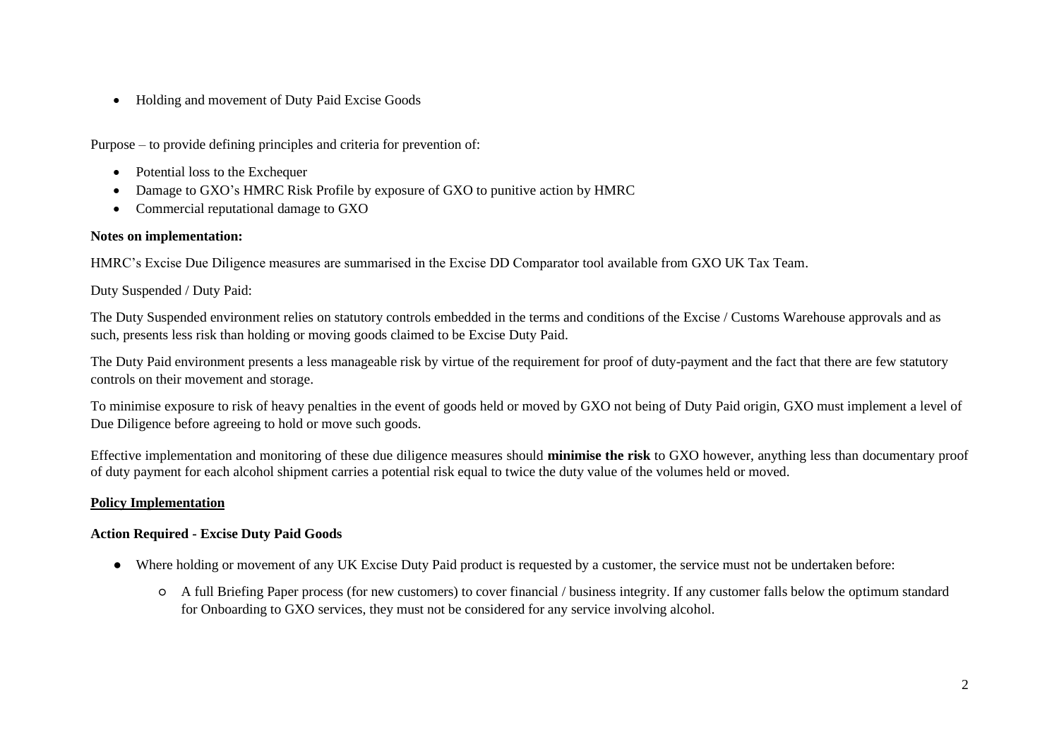- Holding and movement of Duty Paid Excise Goods

Purpose – to provide defining principles and criteria for prevention of:

- Potential loss to the Exchequer
- Damage to GXO's HMRC Risk Profile by exposure of GXO to punitive action by HMRC
- Commercial reputational damage to GXO

**Notes on implementation:**

HMRC's Excise Due Diligence measures are summarised in the Excise DD Comparator tool available from GXO UK Tax Team.

Duty Suspended / Duty Paid:

The Duty Suspended environment relies on statutory controls embedded in the terms and conditions of the Excise / Customs Warehouse approvals and as such, presents less risk than holding or moving goods claimed to be Excise Duty Paid.

The Duty Paid environment presents a less manageable risk by virtue of the requirement for proof of duty-payment and the fact that there are few statutory controls on their movement and storage.

To minimise exposure to risk of heavy penalties in the event of goods held or moved by GXO not being of Duty Paid origin, GXO must implement a level of Due Diligence before agreeing to hold or move such goods.

Effective implementation and monitoring of these due diligence measures should **minimise the risk** to GXO however, anything less than documentary proof of duty payment for each alcohol shipment carries a potential risk equal to twice the duty value of the volumes held or moved.

**Policy Implementation**

**Action Required - Excise Duty Paid Goods**

- Where holding or movement of any UK Excise Duty Paid product is requested by a customer, the service must not be undertaken before:
    - A full Briefing Paper process (for new customers) to cover financial / business integrity. If any customer falls below the optimum standard for Onboarding to GXO services, they must not be considered for any service involving alcohol.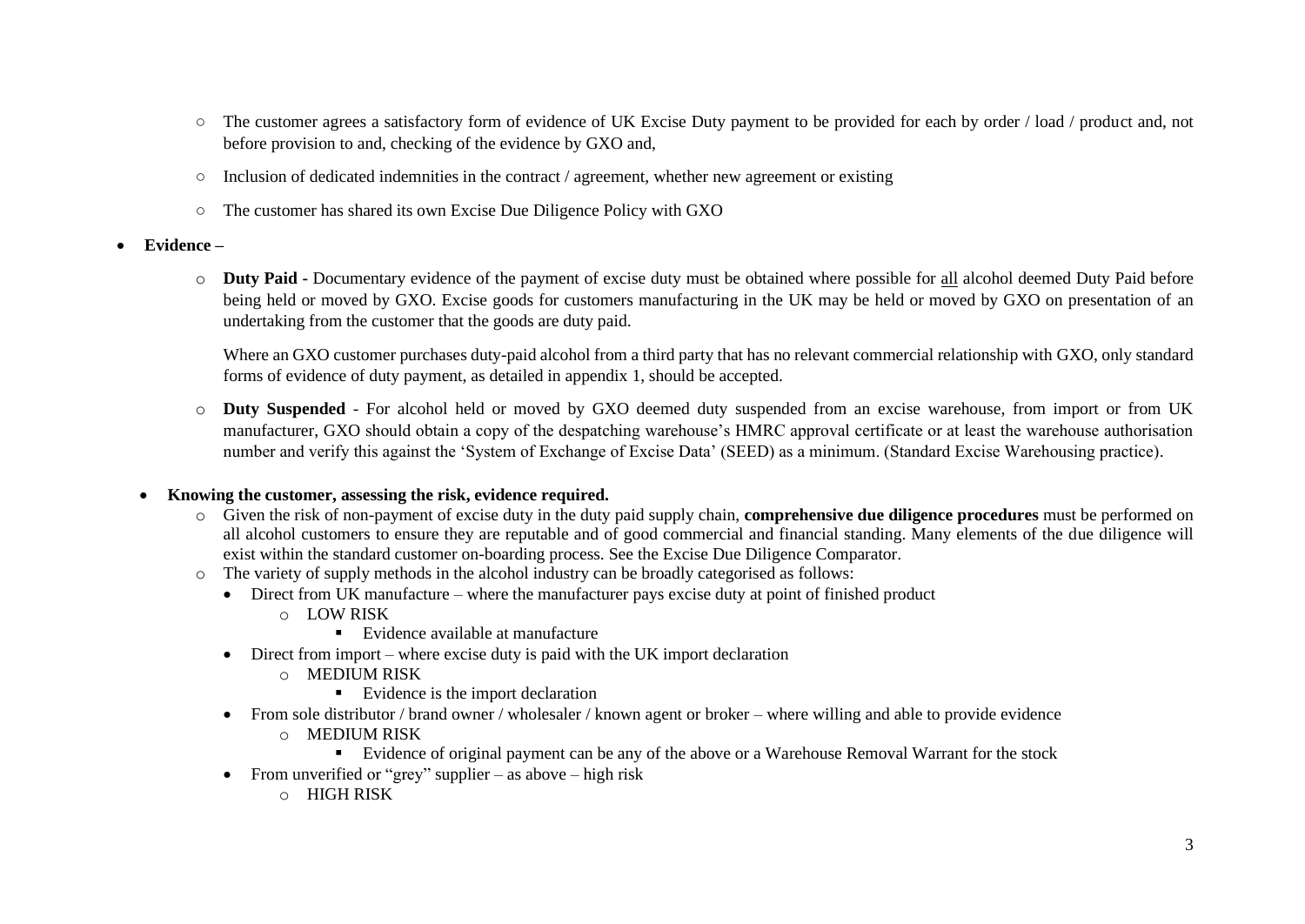- The customer agrees a satisfactory form of evidence of UK Excise Duty payment to be provided for each by order / load / product and, not before provision to and, checking of the evidence by GXO and,
- Inclusion of dedicated indemnities in the contract / agreement, whether new agreement or existing
- The customer has shared its own Excise Due Diligence Policy with GXO

- **Evidence –**
  - **Duty Paid -** Documentary evidence of the payment of excise duty must be obtained where possible for all alcohol deemed Duty Paid before being held or moved by GXO. Excise goods for customers manufacturing in the UK may be held or moved by GXO on presentation of an undertaking from the customer that the goods are duty paid.

    Where an GXO customer purchases duty-paid alcohol from a third party that has no relevant commercial relationship with GXO, only standard forms of evidence of duty payment, as detailed in appendix 1, should be accepted.

  - **Duty Suspended** - For alcohol held or moved by GXO deemed duty suspended from an excise warehouse, from import or from UK manufacturer, GXO should obtain a copy of the despatching warehouse's HMRC approval certificate or at least the warehouse authorisation number and verify this against the 'System of Exchange of Excise Data' (SEED) as a minimum. (Standard Excise Warehousing practice).

- **Knowing the customer, assessing the risk, evidence required.**
  - Given the risk of non-payment of excise duty in the duty paid supply chain, **comprehensive due diligence procedures** must be performed on all alcohol customers to ensure they are reputable and of good commercial and financial standing. Many elements of the due diligence will exist within the standard customer on-boarding process. See the Excise Due Diligence Comparator.
  - The variety of supply methods in the alcohol industry can be broadly categorised as follows:
    - Direct from UK manufacture – where the manufacturer pays excise duty at point of finished product
      - LOW RISK
        - Evidence available at manufacture
    - Direct from import – where excise duty is paid with the UK import declaration
      - MEDIUM RISK
        - Evidence is the import declaration
    - From sole distributor / brand owner / wholesaler / known agent or broker – where willing and able to provide evidence
      - MEDIUM RISK
        - Evidence of original payment can be any of the above or a Warehouse Removal Warrant for the stock
    - From unverified or "grey" supplier – as above – high risk
      - HIGH RISK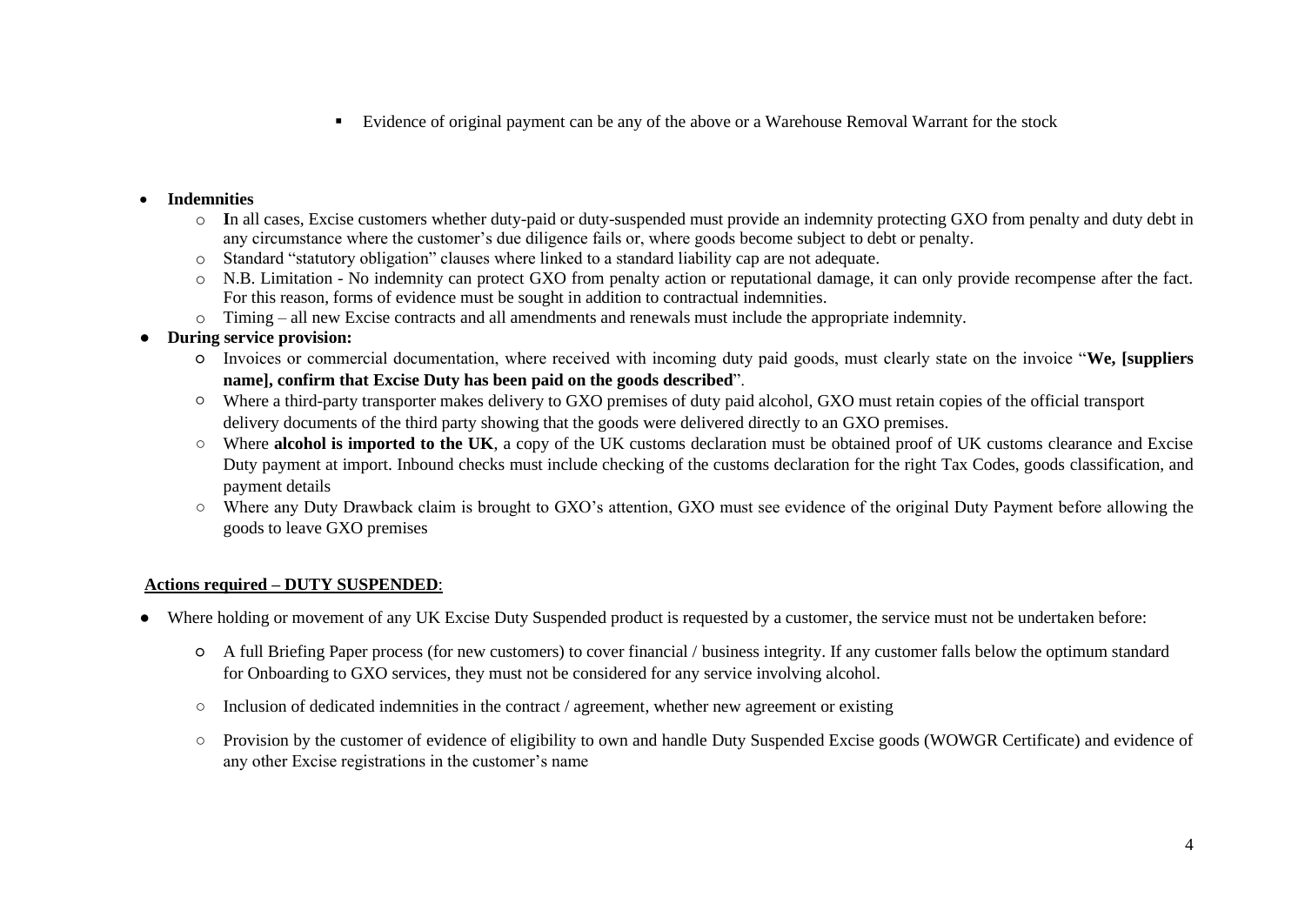- Evidence of original payment can be any of the above or a Warehouse Removal Warrant for the stock

- **Indemnities**
  - **I**n all cases, Excise customers whether duty-paid or duty-suspended must provide an indemnity protecting GXO from penalty and duty debt in any circumstance where the customer's due diligence fails or, where goods become subject to debt or penalty.
  - Standard "statutory obligation" clauses where linked to a standard liability cap are not adequate.
  - N.B. Limitation - No indemnity can protect GXO from penalty action or reputational damage, it can only provide recompense after the fact. For this reason, forms of evidence must be sought in addition to contractual indemnities.
  - Timing – all new Excise contracts and all amendments and renewals must include the appropriate indemnity.
- **During service provision:**
  - Invoices or commercial documentation, where received with incoming duty paid goods, must clearly state on the invoice "**We, [suppliers name], confirm that Excise Duty has been paid on the goods described**".
  - Where a third-party transporter makes delivery to GXO premises of duty paid alcohol, GXO must retain copies of the official transport delivery documents of the third party showing that the goods were delivered directly to an GXO premises.
  - Where **alcohol is imported to the UK**, a copy of the UK customs declaration must be obtained proof of UK customs clearance and Excise Duty payment at import. Inbound checks must include checking of the customs declaration for the right Tax Codes, goods classification, and payment details
  - Where any Duty Drawback claim is brought to GXO's attention, GXO must see evidence of the original Duty Payment before allowing the goods to leave GXO premises

**Actions required – DUTY SUSPENDED**:

- Where holding or movement of any UK Excise Duty Suspended product is requested by a customer, the service must not be undertaken before:
  - A full Briefing Paper process (for new customers) to cover financial / business integrity. If any customer falls below the optimum standard for Onboarding to GXO services, they must not be considered for any service involving alcohol.
  - Inclusion of dedicated indemnities in the contract / agreement, whether new agreement or existing
  - Provision by the customer of evidence of eligibility to own and handle Duty Suspended Excise goods (WOWGR Certificate) and evidence of any other Excise registrations in the customer's name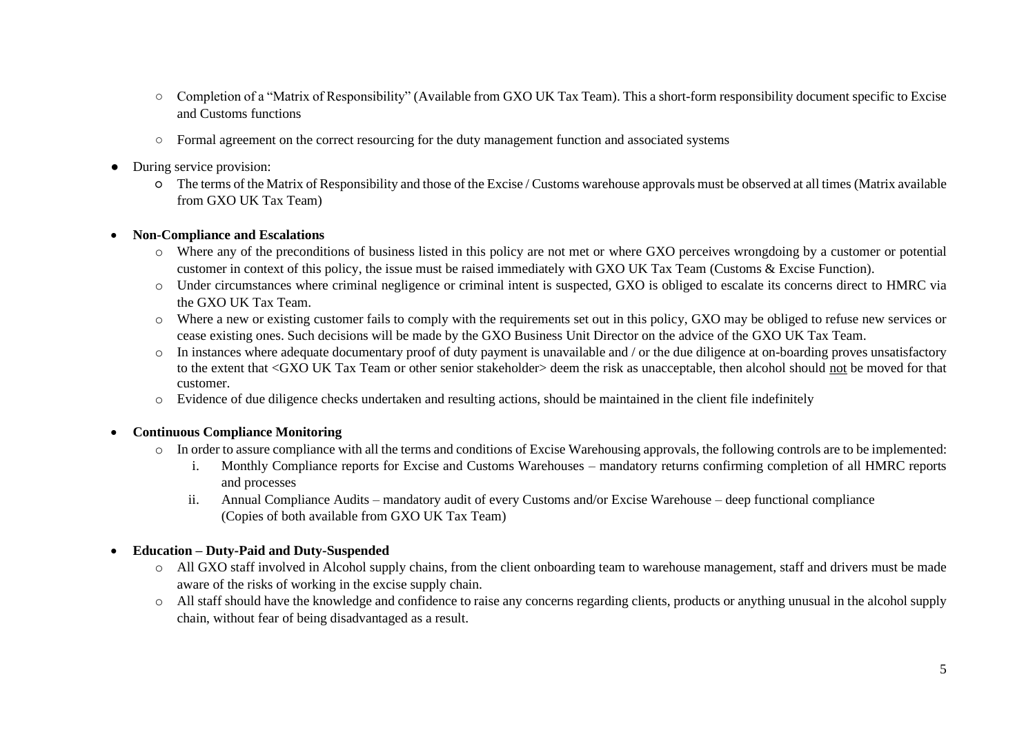- Completion of a "Matrix of Responsibility" (Available from GXO UK Tax Team). This a short-form responsibility document specific to Excise and Customs functions
    - Formal agreement on the correct resourcing for the duty management function and associated systems
- During service provision:
    - The terms of the Matrix of Responsibility and those of the Excise / Customs warehouse approvals must be observed at all times (Matrix available from GXO UK Tax Team)

- **Non-Compliance and Escalations**
    - Where any of the preconditions of business listed in this policy are not met or where GXO perceives wrongdoing by a customer or potential customer in context of this policy, the issue must be raised immediately with GXO UK Tax Team (Customs & Excise Function).
    - Under circumstances where criminal negligence or criminal intent is suspected, GXO is obliged to escalate its concerns direct to HMRC via the GXO UK Tax Team.
    - Where a new or existing customer fails to comply with the requirements set out in this policy, GXO may be obliged to refuse new services or cease existing ones. Such decisions will be made by the GXO Business Unit Director on the advice of the GXO UK Tax Team.
    - In instances where adequate documentary proof of duty payment is unavailable and / or the due diligence at on-boarding proves unsatisfactory to the extent that <GXO UK Tax Team or other senior stakeholder> deem the risk as unacceptable, then alcohol should <u>not</u> be moved for that customer.
    - Evidence of due diligence checks undertaken and resulting actions, should be maintained in the client file indefinitely

- **Continuous Compliance Monitoring**
    - In order to assure compliance with all the terms and conditions of Excise Warehousing approvals, the following controls are to be implemented:
        i. Monthly Compliance reports for Excise and Customs Warehouses – mandatory returns confirming completion of all HMRC reports and processes
        ii. Annual Compliance Audits – mandatory audit of every Customs and/or Excise Warehouse – deep functional compliance (Copies of both available from GXO UK Tax Team)

- **Education – Duty-Paid and Duty-Suspended**
    - All GXO staff involved in Alcohol supply chains, from the client onboarding team to warehouse management, staff and drivers must be made aware of the risks of working in the excise supply chain.
    - All staff should have the knowledge and confidence to raise any concerns regarding clients, products or anything unusual in the alcohol supply chain, without fear of being disadvantaged as a result.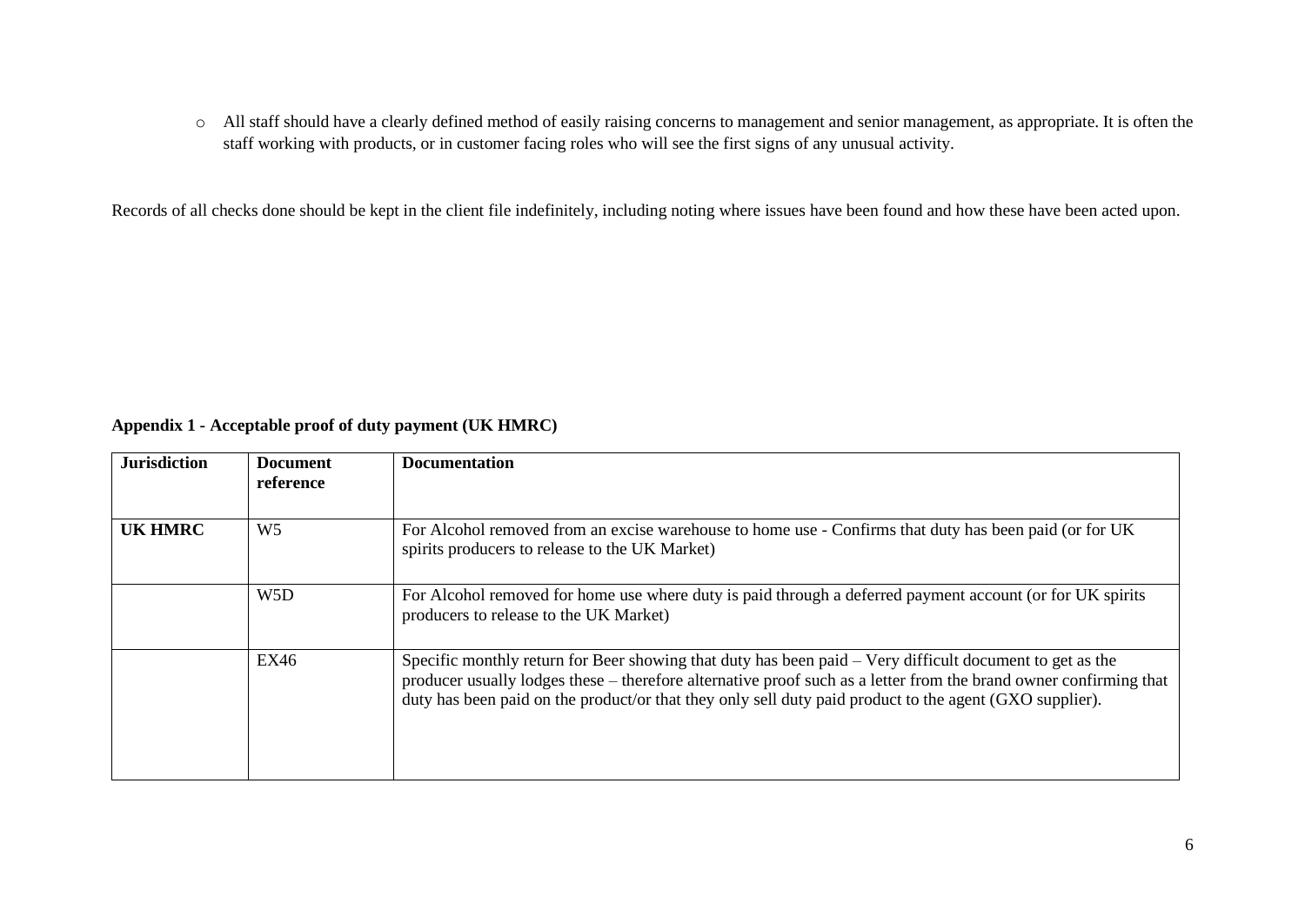- All staff should have a clearly defined method of easily raising concerns to management and senior management, as appropriate. It is often the staff working with products, or in customer facing roles who will see the first signs of any unusual activity.

Records of all checks done should be kept in the client file indefinitely, including noting where issues have been found and how these have been acted upon.

**Appendix 1 - Acceptable proof of duty payment (UK HMRC)**

| **Jurisdiction** | **Document reference** | **Documentation** |
|---|---|---|
| **UK HMRC** | W5 | For Alcohol removed from an excise warehouse to home use - Confirms that duty has been paid (or for UK spirits producers to release to the UK Market) |
| | W5D | For Alcohol removed for home use where duty is paid through a deferred payment account (or for UK spirits producers to release to the UK Market) |
| | EX46 | Specific monthly return for Beer showing that duty has been paid – Very difficult document to get as the producer usually lodges these – therefore alternative proof such as a letter from the brand owner confirming that duty has been paid on the product/or that they only sell duty paid product to the agent (GXO supplier). |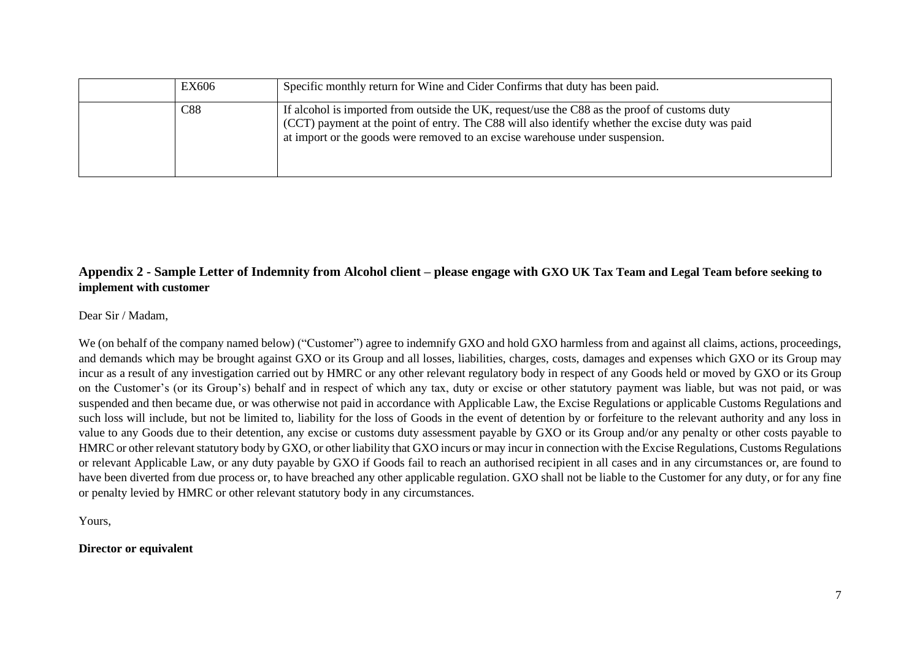|  | EX606 | Specific monthly return for Wine and Cider Confirms that duty has been paid. |
| --- | --- | --- |
|  | C88 | If alcohol is imported from outside the UK, request/use the C88 as the proof of customs duty (CCT) payment at the point of entry. The C88 will also identify whether the excise duty was paid at import or the goods were removed to an excise warehouse under suspension. |

## Appendix 2 - Sample Letter of Indemnity from Alcohol client – please engage with GXO UK Tax Team and Legal Team before seeking to implement with customer

Dear Sir / Madam,

We (on behalf of the company named below) ("Customer") agree to indemnify GXO and hold GXO harmless from and against all claims, actions, proceedings, and demands which may be brought against GXO or its Group and all losses, liabilities, charges, costs, damages and expenses which GXO or its Group may incur as a result of any investigation carried out by HMRC or any other relevant regulatory body in respect of any Goods held or moved by GXO or its Group on the Customer's (or its Group's) behalf and in respect of which any tax, duty or excise or other statutory payment was liable, but was not paid, or was suspended and then became due, or was otherwise not paid in accordance with Applicable Law, the Excise Regulations or applicable Customs Regulations and such loss will include, but not be limited to, liability for the loss of Goods in the event of detention by or forfeiture to the relevant authority and any loss in value to any Goods due to their detention, any excise or customs duty assessment payable by GXO or its Group and/or any penalty or other costs payable to HMRC or other relevant statutory body by GXO, or other liability that GXO incurs or may incur in connection with the Excise Regulations, Customs Regulations or relevant Applicable Law, or any duty payable by GXO if Goods fail to reach an authorised recipient in all cases and in any circumstances or, are found to have been diverted from due process or, to have breached any other applicable regulation. GXO shall not be liable to the Customer for any duty, or for any fine or penalty levied by HMRC or other relevant statutory body in any circumstances.

Yours,

**Director or equivalent**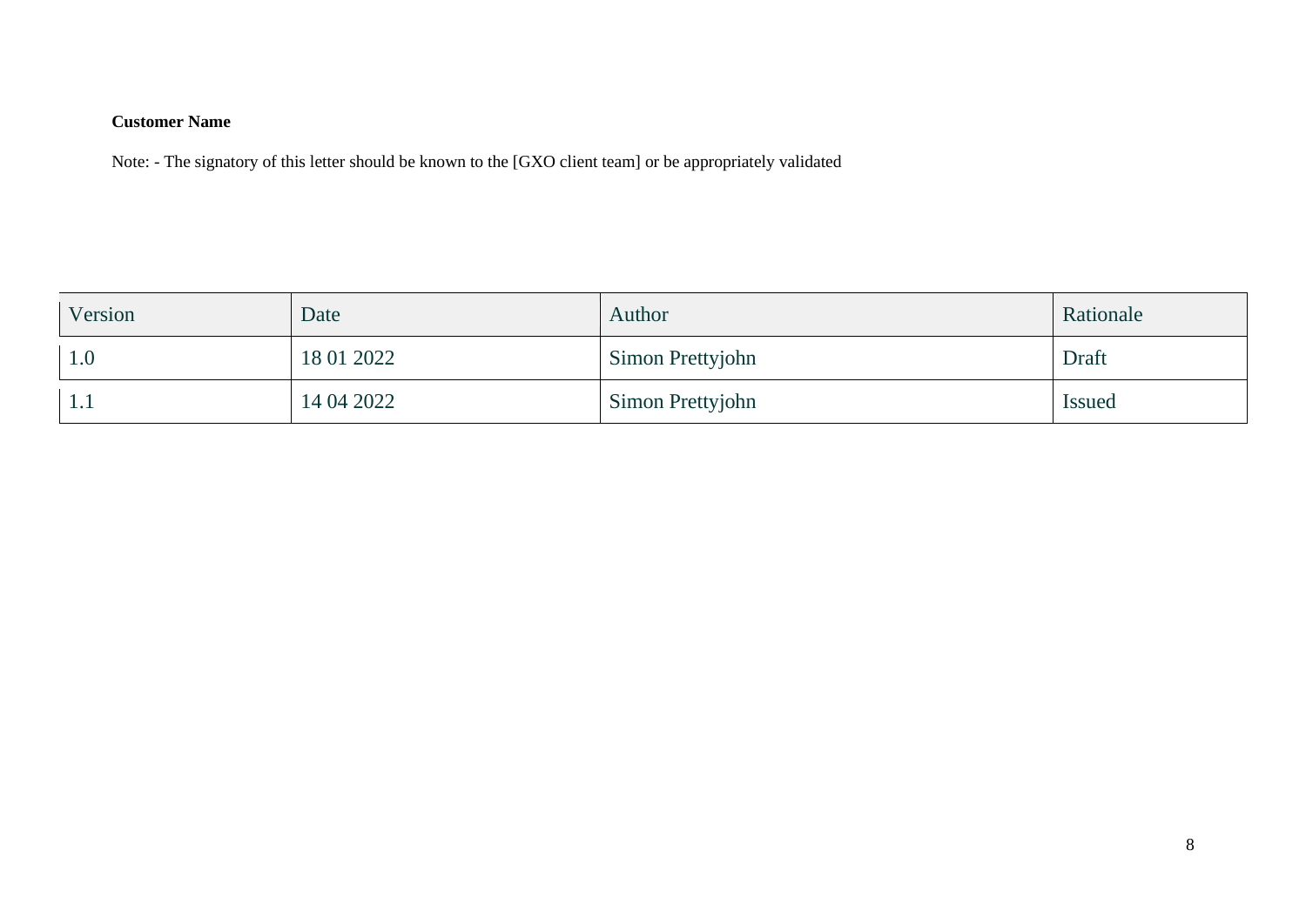**Customer Name**

Note: - The signatory of this letter should be known to the [GXO client team] or be appropriately validated

| Version | Date | Author | Rationale |
|---|---|---|---|
| 1.0 | 18 01 2022 | Simon Prettyjohn | Draft |
| 1.1 | 14 04 2022 | Simon Prettyjohn | Issued |